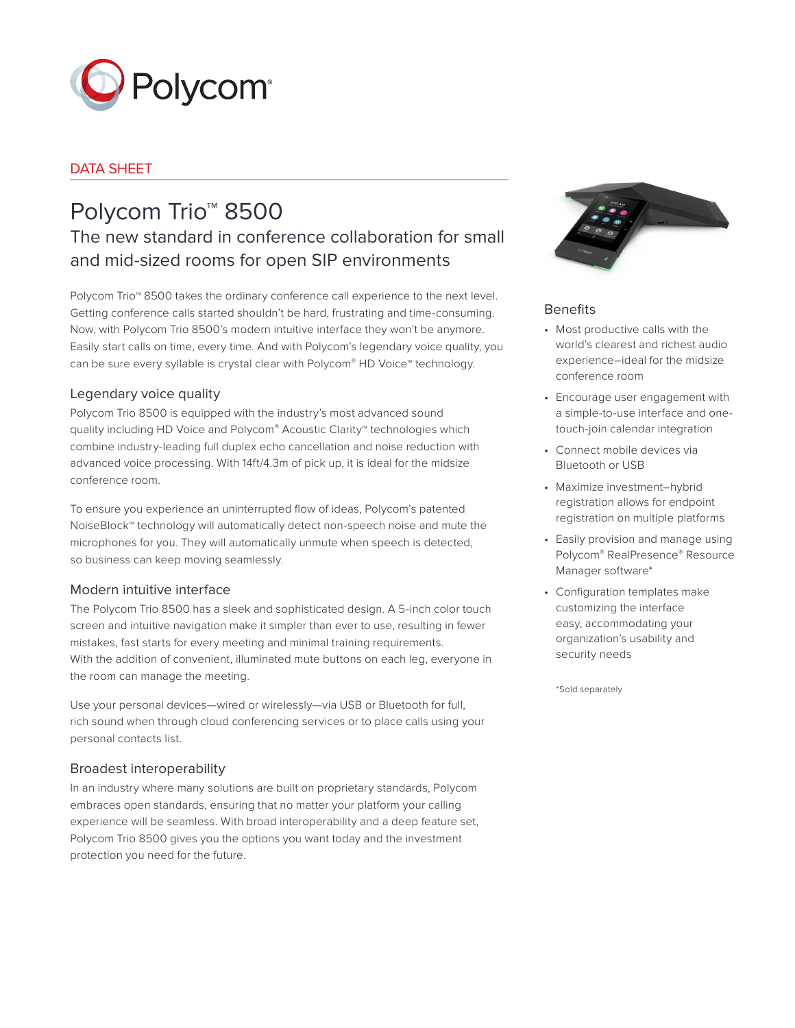Polycom®

DATA SHEET

# Polycom Trio™ 8500

## The new standard in conference collaboration for small and mid-sized rooms for open SIP environments

Polycom Trio™ 8500 takes the ordinary conference call experience to the next level. Getting conference calls started shouldn't be hard, frustrating and time-consuming. Now, with Polycom Trio 8500's modern intuitive interface they won't be anymore. Easily start calls on time, every time. And with Polycom's legendary voice quality, you can be sure every syllable is crystal clear with Polycom® HD Voice™ technology.

### Legendary voice quality

Polycom Trio 8500 is equipped with the industry's most advanced sound quality including HD Voice and Polycom® Acoustic Clarity™ technologies which combine industry-leading full duplex echo cancellation and noise reduction with advanced voice processing. With 14ft/4.3m of pick up, it is ideal for the midsize conference room.

To ensure you experience an uninterrupted flow of ideas, Polycom's patented NoiseBlock™ technology will automatically detect non-speech noise and mute the microphones for you. They will automatically unmute when speech is detected, so business can keep moving seamlessly.

### Modern intuitive interface

The Polycom Trio 8500 has a sleek and sophisticated design. A 5-inch color touch screen and intuitive navigation make it simpler than ever to use, resulting in fewer mistakes, fast starts for every meeting and minimal training requirements. With the addition of convenient, illuminated mute buttons on each leg, everyone in the room can manage the meeting.

Use your personal devices—wired or wirelessly—via USB or Bluetooth for full, rich sound when through cloud conferencing services or to place calls using your personal contacts list.

### Broadest interoperability

In an industry where many solutions are built on proprietary standards, Polycom embraces open standards, ensuring that no matter your platform your calling experience will be seamless. With broad interoperability and a deep feature set, Polycom Trio 8500 gives you the options you want today and the investment protection you need for the future.

### Benefits

- Most productive calls with the world's clearest and richest audio experience–ideal for the midsize conference room
- Encourage user engagement with a simple-to-use interface and one-touch-join calendar integration
- Connect mobile devices via Bluetooth or USB
- Maximize investment–hybrid registration allows for endpoint registration on multiple platforms
- Easily provision and manage using Polycom® RealPresence® Resource Manager software*
- Configuration templates make customizing the interface easy, accommodating your organization's usability and security needs

*Sold separately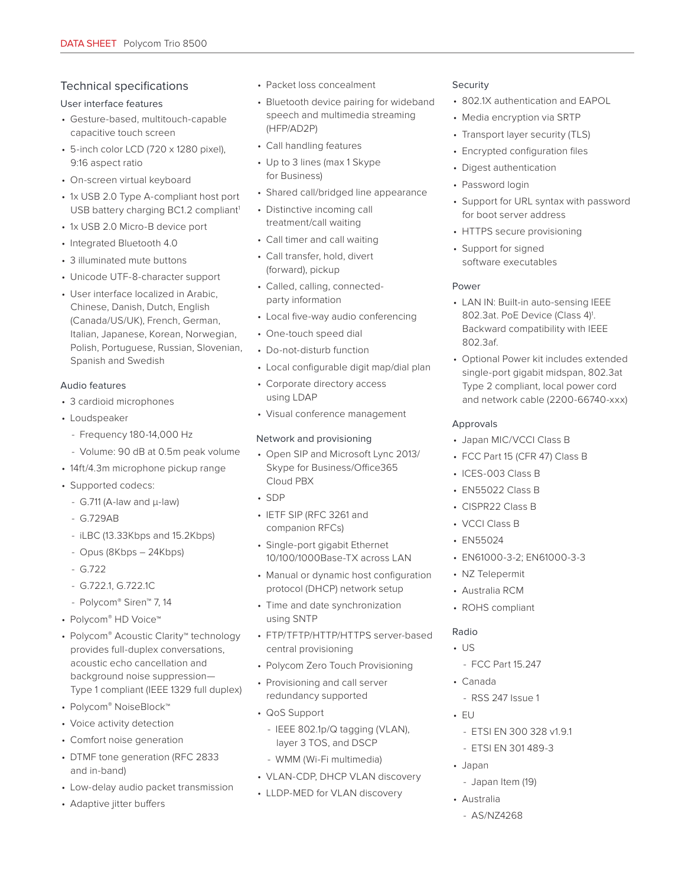## Technical specifications

### User interface features

- Gesture-based, multitouch-capable capacitive touch screen
- 5-inch color LCD (720 x 1280 pixel), 9:16 aspect ratio
- On-screen virtual keyboard
- 1x USB 2.0 Type A-compliant host port USB battery charging BC1.2 compliant[1]
- 1x USB 2.0 Micro-B device port
- Integrated Bluetooth 4.0
- 3 illuminated mute buttons
- Unicode UTF-8-character support
- User interface localized in Arabic, Chinese, Danish, Dutch, English (Canada/US/UK), French, German, Italian, Japanese, Korean, Norwegian, Polish, Portuguese, Russian, Slovenian, Spanish and Swedish

### Audio features

- 3 cardioid microphones
- Loudspeaker
  - Frequency 180-14,000 Hz
  - Volume: 90 dB at 0.5m peak volume
- 14ft/4.3m microphone pickup range
- Supported codecs:
  - G.711 (A-law and µ-law)
  - G.729AB
  - iLBC (13.33Kbps and 15.2Kbps)
  - Opus (8Kbps – 24Kbps)
  - G.722
  - G.722.1, G.722.1C
  - Polycom® Siren™ 7, 14
- Polycom® HD Voice™
- Polycom® Acoustic Clarity™ technology provides full-duplex conversations, acoustic echo cancellation and background noise suppression—Type 1 compliant (IEEE 1329 full duplex)
- Polycom® NoiseBlock™
- Voice activity detection
- Comfort noise generation
- DTMF tone generation (RFC 2833 and in-band)
- Low-delay audio packet transmission
- Adaptive jitter buffers
- Packet loss concealment
- Bluetooth device pairing for wideband speech and multimedia streaming (HFP/AD2P)
- Call handling features
- Up to 3 lines (max 1 Skype for Business)
- Shared call/bridged line appearance
- Distinctive incoming call treatment/call waiting
- Call timer and call waiting
- Call transfer, hold, divert (forward), pickup
- Called, calling, connected-party information
- Local five-way audio conferencing
- One-touch speed dial
- Do-not-disturb function
- Local configurable digit map/dial plan
- Corporate directory access using LDAP
- Visual conference management

### Network and provisioning

- Open SIP and Microsoft Lync 2013/ Skype for Business/Office365 Cloud PBX
- SDP
- IETF SIP (RFC 3261 and companion RFCs)
- Single-port gigabit Ethernet 10/100/1000Base-TX across LAN
- Manual or dynamic host configuration protocol (DHCP) network setup
- Time and date synchronization using SNTP
- FTP/TFTP/HTTP/HTTPS server-based central provisioning
- Polycom Zero Touch Provisioning
- Provisioning and call server redundancy supported
- QoS Support
  - IEEE 802.1p/Q tagging (VLAN), layer 3 TOS, and DSCP
  - WMM (Wi-Fi multimedia)
- VLAN-CDP, DHCP VLAN discovery
- LLDP-MED for VLAN discovery

### Security

- 802.1X authentication and EAPOL
- Media encryption via SRTP
- Transport layer security (TLS)
- Encrypted configuration files
- Digest authentication
- Password login
- Support for URL syntax with password for boot server address
- HTTPS secure provisioning
- Support for signed software executables

### Power

- LAN IN: Built-in auto-sensing IEEE 802.3at. PoE Device (Class 4)[1]. Backward compatibility with IEEE 802.3af.
- Optional Power kit includes extended single-port gigabit midspan, 802.3at Type 2 compliant, local power cord and network cable (2200-66740-xxx)

### Approvals

- Japan MIC/VCCI Class B
- FCC Part 15 (CFR 47) Class B
- ICES-003 Class B
- EN55022 Class B
- CISPR22 Class B
- VCCI Class B
- EN55024
- EN61000-3-2; EN61000-3-3
- NZ Telepermit
- Australia RCM
- ROHS compliant

### Radio

- US
  - FCC Part 15.247
- Canada
  - RSS 247 Issue 1
- EU
  - ETSI EN 300 328 v1.9.1
  - ETSI EN 301 489-3
- Japan
  - Japan Item (19)
- Australia
  - AS/NZ4268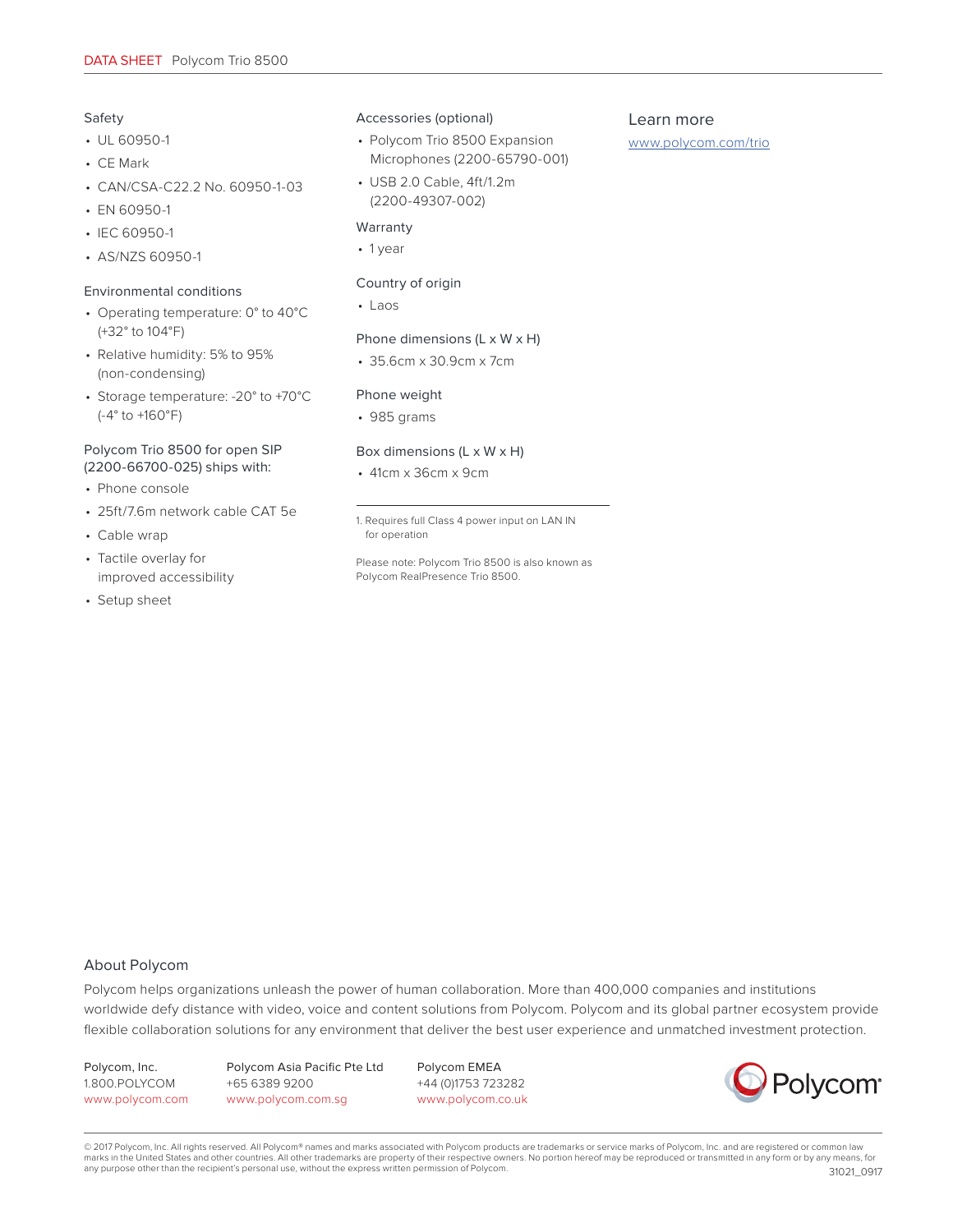### Safety

- UL 60950-1
- CE Mark
- CAN/CSA-C22.2 No. 60950-1-03
- EN 60950-1
- IEC 60950-1
- AS/NZS 60950-1

### Environmental conditions

- Operating temperature: 0° to 40°C (+32° to 104°F)
- Relative humidity: 5% to 95% (non-condensing)
- Storage temperature: -20° to +70°C (-4° to +160°F)

### Polycom Trio 8500 for open SIP (2200-66700-025) ships with:

- Phone console
- 25ft/7.6m network cable CAT 5e
- Cable wrap
- Tactile overlay for improved accessibility
- Setup sheet

### Accessories (optional)

- Polycom Trio 8500 Expansion Microphones (2200-65790-001)
- USB 2.0 Cable, 4ft/1.2m (2200-49307-002)

### Warranty

- 1 year

### Country of origin

- Laos

### Phone dimensions (L x W x H)

- 35.6cm x 30.9cm x 7cm

### Phone weight

- 985 grams

### Box dimensions (L x W x H)

- 41cm x 36cm x 9cm

1. Requires full Class 4 power input on LAN IN for operation

Please note: Polycom Trio 8500 is also known as Polycom RealPresence Trio 8500.

## Learn more

www.polycom.com/trio

## About Polycom

Polycom helps organizations unleash the power of human collaboration. More than 400,000 companies and institutions worldwide defy distance with video, voice and content solutions from Polycom. Polycom and its global partner ecosystem provide flexible collaboration solutions for any environment that deliver the best user experience and unmatched investment protection.

Polycom, Inc.
1.800.POLYCOM
www.polycom.com

Polycom Asia Pacific Pte Ltd
+65 6389 9200
www.polycom.com.sg

Polycom EMEA
+44 (0)1753 723282
www.polycom.co.uk

Polycom®

© 2017 Polycom, Inc. All rights reserved. All Polycom® names and marks associated with Polycom products are trademarks or service marks of Polycom, Inc. and are registered or common law marks in the United States and other countries. All other trademarks are property of their respective owners. No portion hereof may be reproduced or transmitted in any form or by any means, for any purpose other than the recipient's personal use, without the express written permission of Polycom.

31021_0917